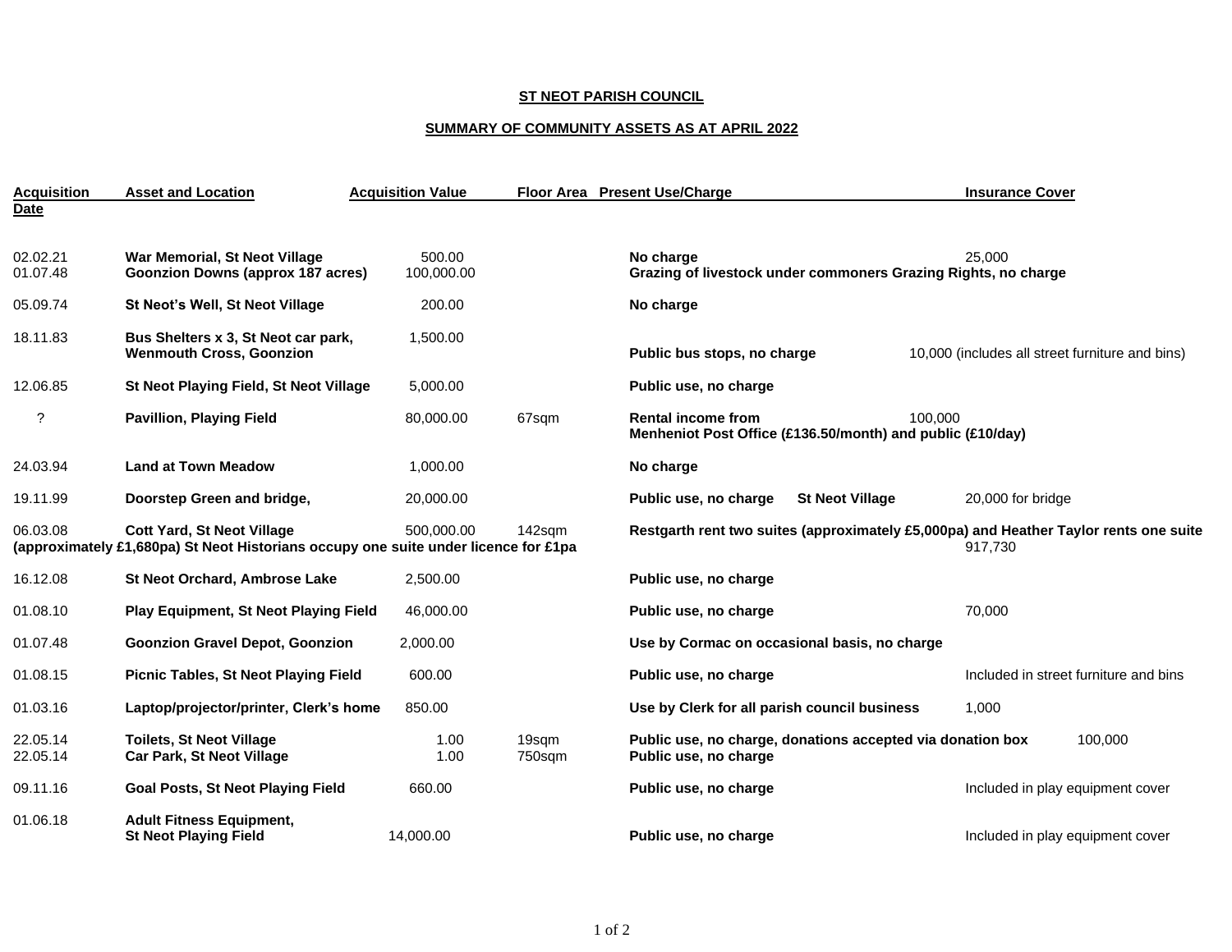**ST NEOT PARISH COUNCIL**

**SUMMARY OF COMMUNITY ASSETS AS AT APRIL 2022**

| Acquisition Date | Asset and Location | Acquisition Value | Floor Area | Present Use/Charge | Insurance Cover |
|---|---|---|---|---|---|
| 02.02.21 | **War Memorial, St Neot Village** | 500.00 | | **No charge** | 25,000 |
| 01.07.48 | **Goonzion Downs (approx 187 acres)** | 100,000.00 | | **Grazing of livestock under commoners Grazing Rights, no charge** | |
| 05.09.74 | **St Neot's Well, St Neot Village** | 200.00 | | **No charge** | |
| 18.11.83 | **Bus Shelters x 3, St Neot car park, Wenmouth Cross, Goonzion** | 1,500.00 | | **Public bus stops, no charge** | 10,000 (includes all street furniture and bins) |
| 12.06.85 | **St Neot Playing Field, St Neot Village** | 5,000.00 | | **Public use, no charge** | |
| ? | **Pavillion, Playing Field** | 80,000.00 | 67sqm | **Rental income from Menheniot Post Office (£136.50/month) and public (£10/day)** | 100,000 |
| 24.03.94 | **Land at Town Meadow** | 1,000.00 | | **No charge** | |
| 19.11.99 | **Doorstep Green and bridge, St Neot Village** | 20,000.00 | | **Public use, no charge** | 20,000 for bridge |
| 06.03.08 | **Cott Yard, St Neot Village** | 500,000.00 | 142sqm | **Restgarth rent two suites (approximately £5,000pa) and Heather Taylor rents one suite (approximately £1,680pa) St Neot Historians occupy one suite under licence for £1pa** | 917,730 |
| 16.12.08 | **St Neot Orchard, Ambrose Lake** | 2,500.00 | | **Public use, no charge** | |
| 01.08.10 | **Play Equipment, St Neot Playing Field** | 46,000.00 | | **Public use, no charge** | 70,000 |
| 01.07.48 | **Goonzion Gravel Depot, Goonzion** | 2,000.00 | | **Use by Cormac on occasional basis, no charge** | |
| 01.08.15 | **Picnic Tables, St Neot Playing Field** | 600.00 | | **Public use, no charge** | Included in street furniture and bins |
| 01.03.16 | **Laptop/projector/printer, Clerk's home** | 850.00 | | **Use by Clerk for all parish council business** | 1,000 |
| 22.05.14 | **Toilets, St Neot Village** | 1.00 | 19sqm | **Public use, no charge, donations accepted via donation box** | 100,000 |
| 22.05.14 | **Car Park, St Neot Village** | 1.00 | 750sqm | **Public use, no charge** | |
| 09.11.16 | **Goal Posts, St Neot Playing Field** | 660.00 | | **Public use, no charge** | Included in play equipment cover |
| 01.06.18 | **Adult Fitness Equipment, St Neot Playing Field** | 14,000.00 | | **Public use, no charge** | Included in play equipment cover |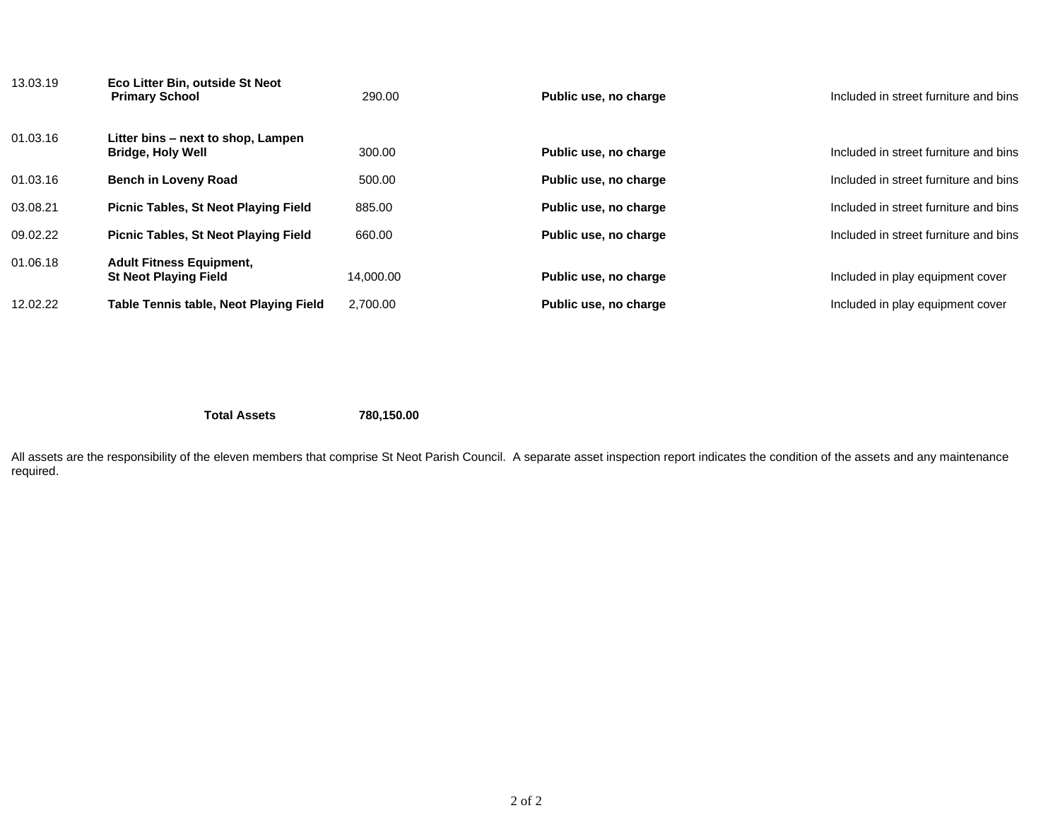| | | | | |
|---|---|---|---|---|
| 13.03.19 | **Eco Litter Bin, outside St Neot Primary School** | 290.00 | **Public use, no charge** | Included in street furniture and bins |
| 01.03.16 | **Litter bins – next to shop, Lampen Bridge, Holy Well** | 300.00 | **Public use, no charge** | Included in street furniture and bins |
| 01.03.16 | **Bench in Loveny Road** | 500.00 | **Public use, no charge** | Included in street furniture and bins |
| 03.08.21 | **Picnic Tables, St Neot Playing Field** | 885.00 | **Public use, no charge** | Included in street furniture and bins |
| 09.02.22 | **Picnic Tables, St Neot Playing Field** | 660.00 | **Public use, no charge** | Included in street furniture and bins |
| 01.06.18 | **Adult Fitness Equipment, St Neot Playing Field** | 14,000.00 | **Public use, no charge** | Included in play equipment cover |
| 12.02.22 | **Table Tennis table, Neot Playing Field** | 2,700.00 | **Public use, no charge** | Included in play equipment cover |
| | **Total Assets** | **780,150.00** | | |

All assets are the responsibility of the eleven members that comprise St Neot Parish Council. A separate asset inspection report indicates the condition of the assets and any maintenance required.